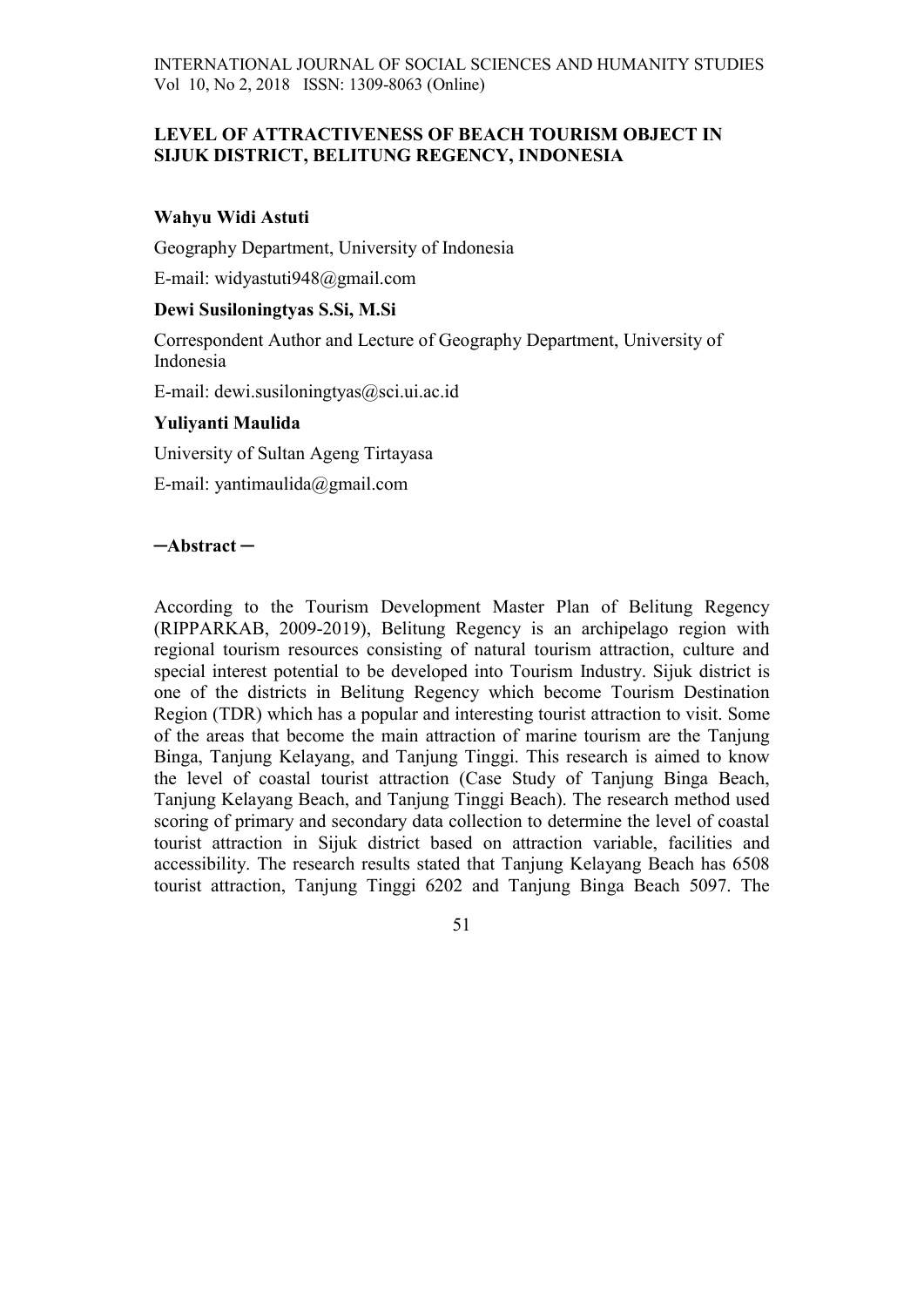# LEVEL OF ATTRACTIVENESS OF BEACH TOURISM OBJECT IN SIJUK DISTRICT, BELITUNG REGENCY, INDONESIA

**Wahyu Widi Astuti**

Geography Department, University of Indonesia

E-mail: widyastuti948@gmail.com

**Dewi Susiloningtyas S.Si, M.Si**

Correspondent Author and Lecture of Geography Department, University of Indonesia

E-mail: dewi.susiloningtyas@sci.ui.ac.id

**Yuliyanti Maulida**

University of Sultan Ageng Tirtayasa

E-mail: yantimaulida@gmail.com

## ─Abstract ─

According to the Tourism Development Master Plan of Belitung Regency (RIPPARKAB, 2009-2019), Belitung Regency is an archipelago region with regional tourism resources consisting of natural tourism attraction, culture and special interest potential to be developed into Tourism Industry. Sijuk district is one of the districts in Belitung Regency which become Tourism Destination Region (TDR) which has a popular and interesting tourist attraction to visit. Some of the areas that become the main attraction of marine tourism are the Tanjung Binga, Tanjung Kelayang, and Tanjung Tinggi. This research is aimed to know the level of coastal tourist attraction (Case Study of Tanjung Binga Beach, Tanjung Kelayang Beach, and Tanjung Tinggi Beach). The research method used scoring of primary and secondary data collection to determine the level of coastal tourist attraction in Sijuk district based on attraction variable, facilities and accessibility. The research results stated that Tanjung Kelayang Beach has 6508 tourist attraction, Tanjung Tinggi 6202 and Tanjung Binga Beach 5097. The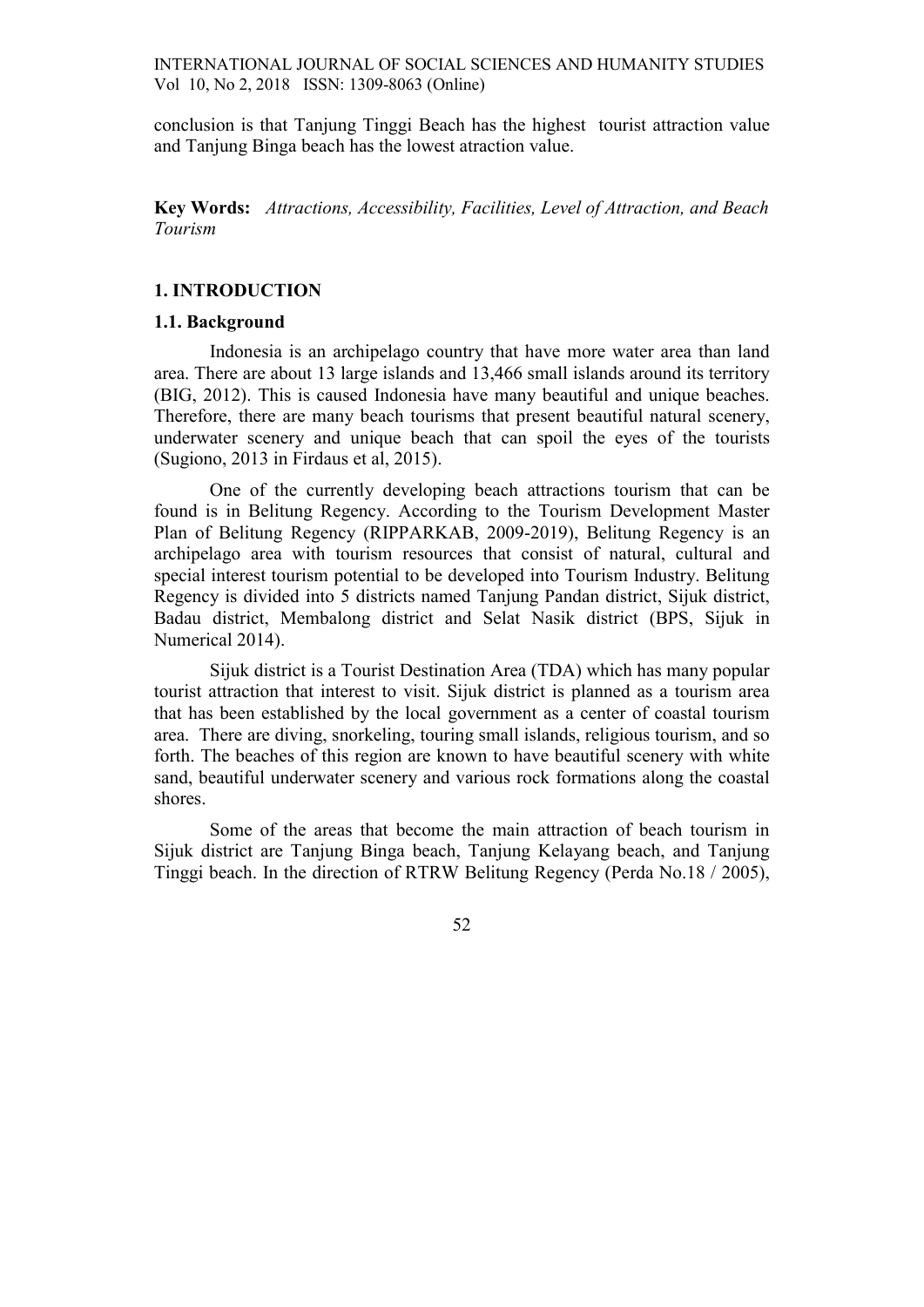conclusion is that Tanjung Tinggi Beach has the highest tourist attraction value and Tanjung Binga beach has the lowest atraction value.

**Key Words:** *Attractions, Accessibility, Facilities, Level of Attraction, and Beach Tourism*

## 1. INTRODUCTION

### 1.1. Background

Indonesia is an archipelago country that have more water area than land area. There are about 13 large islands and 13,466 small islands around its territory (BIG, 2012). This is caused Indonesia have many beautiful and unique beaches. Therefore, there are many beach tourisms that present beautiful natural scenery, underwater scenery and unique beach that can spoil the eyes of the tourists (Sugiono, 2013 in Firdaus et al, 2015).

One of the currently developing beach attractions tourism that can be found is in Belitung Regency. According to the Tourism Development Master Plan of Belitung Regency (RIPPARKAB, 2009-2019), Belitung Regency is an archipelago area with tourism resources that consist of natural, cultural and special interest tourism potential to be developed into Tourism Industry. Belitung Regency is divided into 5 districts named Tanjung Pandan district, Sijuk district, Badau district, Membalong district and Selat Nasik district (BPS, Sijuk in Numerical 2014).

Sijuk district is a Tourist Destination Area (TDA) which has many popular tourist attraction that interest to visit. Sijuk district is planned as a tourism area that has been established by the local government as a center of coastal tourism area. There are diving, snorkeling, touring small islands, religious tourism, and so forth. The beaches of this region are known to have beautiful scenery with white sand, beautiful underwater scenery and various rock formations along the coastal shores.

Some of the areas that become the main attraction of beach tourism in Sijuk district are Tanjung Binga beach, Tanjung Kelayang beach, and Tanjung Tinggi beach. In the direction of RTRW Belitung Regency (Perda No.18 / 2005),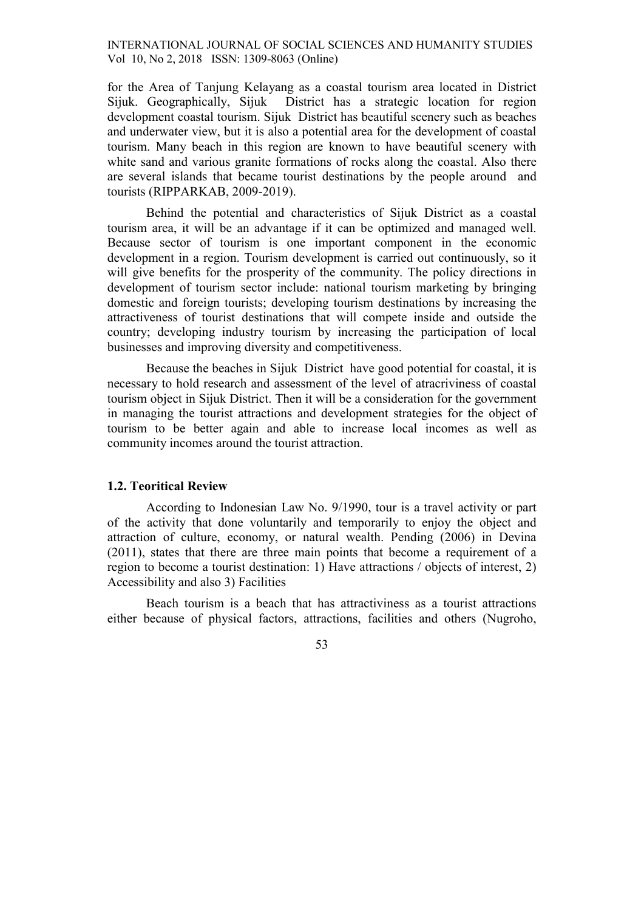for the Area of Tanjung Kelayang as a coastal tourism area located in District Sijuk. Geographically, Sijuk District has a strategic location for region development coastal tourism. Sijuk District has beautiful scenery such as beaches and underwater view, but it is also a potential area for the development of coastal tourism. Many beach in this region are known to have beautiful scenery with white sand and various granite formations of rocks along the coastal. Also there are several islands that became tourist destinations by the people around and tourists (RIPPARKAB, 2009-2019).

Behind the potential and characteristics of Sijuk District as a coastal tourism area, it will be an advantage if it can be optimized and managed well. Because sector of tourism is one important component in the economic development in a region. Tourism development is carried out continuously, so it will give benefits for the prosperity of the community. The policy directions in development of tourism sector include: national tourism marketing by bringing domestic and foreign tourists; developing tourism destinations by increasing the attractiveness of tourist destinations that will compete inside and outside the country; developing industry tourism by increasing the participation of local businesses and improving diversity and competitiveness.

Because the beaches in Sijuk District have good potential for coastal, it is necessary to hold research and assessment of the level of atracriviness of coastal tourism object in Sijuk District. Then it will be a consideration for the government in managing the tourist attractions and development strategies for the object of tourism to be better again and able to increase local incomes as well as community incomes around the tourist attraction.

### 1.2. Teoritical Review

According to Indonesian Law No. 9/1990, tour is a travel activity or part of the activity that done voluntarily and temporarily to enjoy the object and attraction of culture, economy, or natural wealth. Pending (2006) in Devina (2011), states that there are three main points that become a requirement of a region to become a tourist destination: 1) Have attractions / objects of interest, 2) Accessibility and also 3) Facilities

Beach tourism is a beach that has attractiviness as a tourist attractions either because of physical factors, attractions, facilities and others (Nugroho,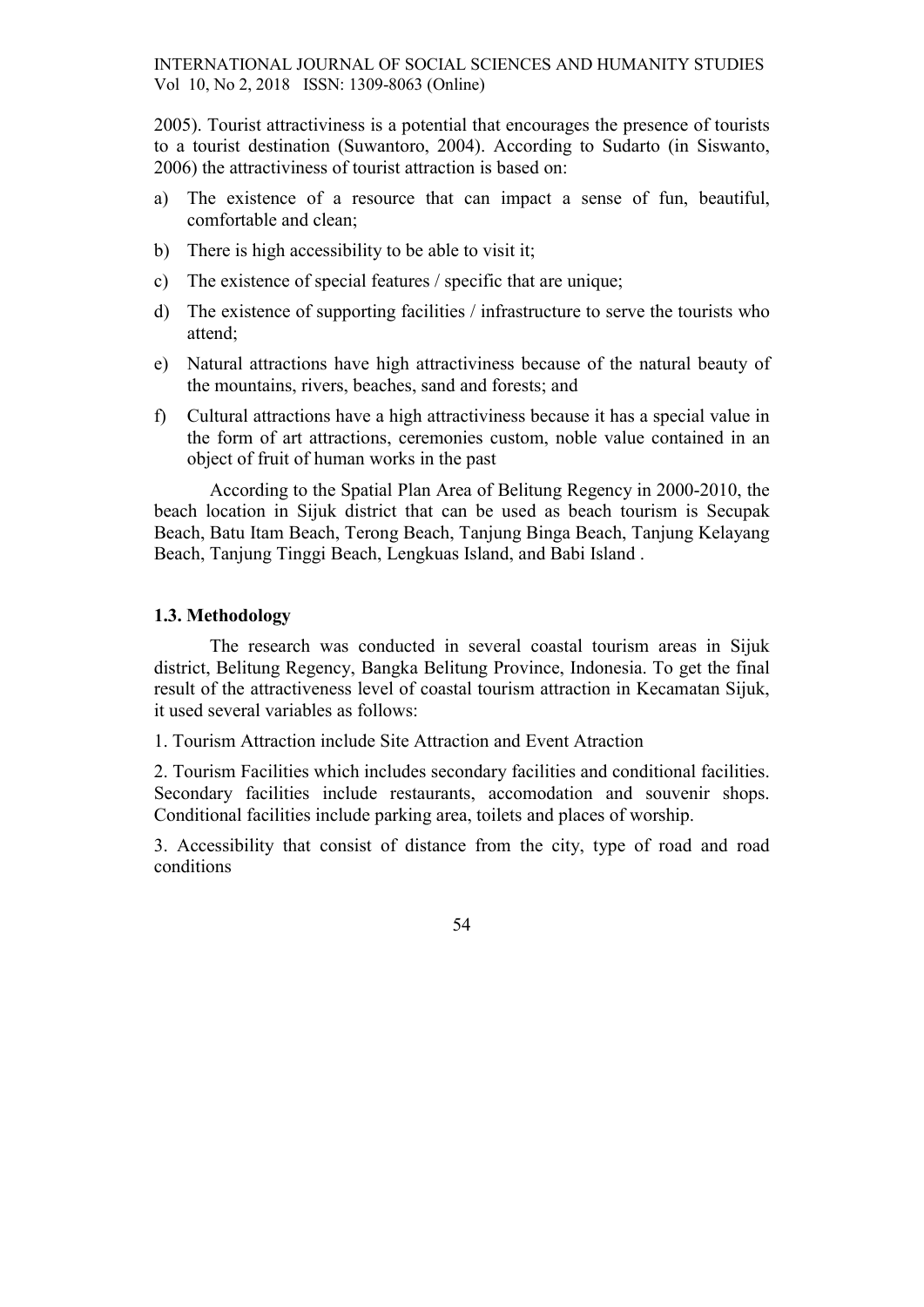2005). Tourist attractiviness is a potential that encourages the presence of tourists to a tourist destination (Suwantoro, 2004). According to Sudarto (in Siswanto, 2006) the attractiviness of tourist attraction is based on:

a) The existence of a resource that can impact a sense of fun, beautiful, comfortable and clean;

b) There is high accessibility to be able to visit it;

c) The existence of special features / specific that are unique;

d) The existence of supporting facilities / infrastructure to serve the tourists who attend;

e) Natural attractions have high attractiviness because of the natural beauty of the mountains, rivers, beaches, sand and forests; and

f) Cultural attractions have a high attractiviness because it has a special value in the form of art attractions, ceremonies custom, noble value contained in an object of fruit of human works in the past

According to the Spatial Plan Area of Belitung Regency in 2000-2010, the beach location in Sijuk district that can be used as beach tourism is Secupak Beach, Batu Itam Beach, Terong Beach, Tanjung Binga Beach, Tanjung Kelayang Beach, Tanjung Tinggi Beach, Lengkuas Island, and Babi Island .

### 1.3. Methodology

The research was conducted in several coastal tourism areas in Sijuk district, Belitung Regency, Bangka Belitung Province, Indonesia. To get the final result of the attractiveness level of coastal tourism attraction in Kecamatan Sijuk, it used several variables as follows:

1. Tourism Attraction include Site Attraction and Event Atraction

2. Tourism Facilities which includes secondary facilities and conditional facilities. Secondary facilities include restaurants, accomodation and souvenir shops. Conditional facilities include parking area, toilets and places of worship.

3. Accessibility that consist of distance from the city, type of road and road conditions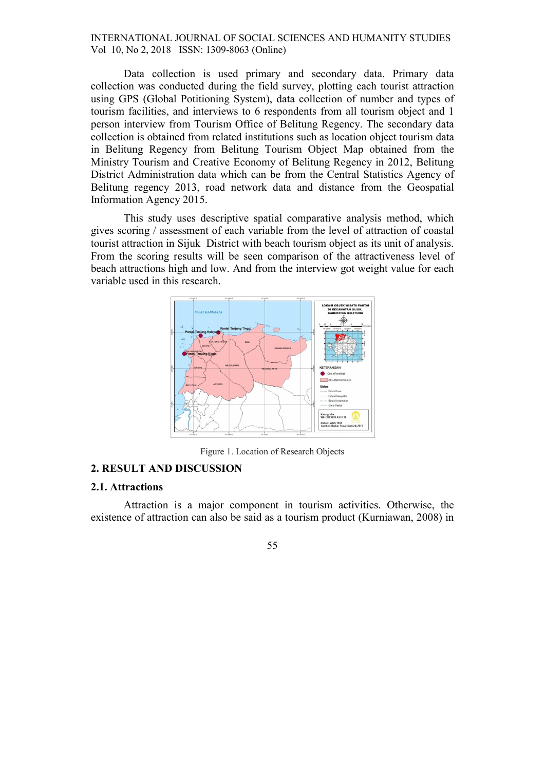Data collection is used primary and secondary data. Primary data collection was conducted during the field survey, plotting each tourist attraction using GPS (Global Potitioning System), data collection of number and types of tourism facilities, and interviews to 6 respondents from all tourism object and 1 person interview from Tourism Office of Belitung Regency. The secondary data collection is obtained from related institutions such as location object tourism data in Belitung Regency from Belitung Tourism Object Map obtained from the Ministry Tourism and Creative Economy of Belitung Regency in 2012, Belitung District Administration data which can be from the Central Statistics Agency of Belitung regency 2013, road network data and distance from the Geospatial Information Agency 2015.

This study uses descriptive spatial comparative analysis method, which gives scoring / assessment of each variable from the level of attraction of coastal tourist attraction in Sijuk District with beach tourism object as its unit of analysis. From the scoring results will be seen comparison of the attractiveness level of beach attractions high and low. And from the interview got weight value for each variable used in this research.

Figure 1. Location of Research Objects

## 2. RESULT AND DISCUSSION

### 2.1. Attractions

Attraction is a major component in tourism activities. Otherwise, the existence of attraction can also be said as a tourism product (Kurniawan, 2008) in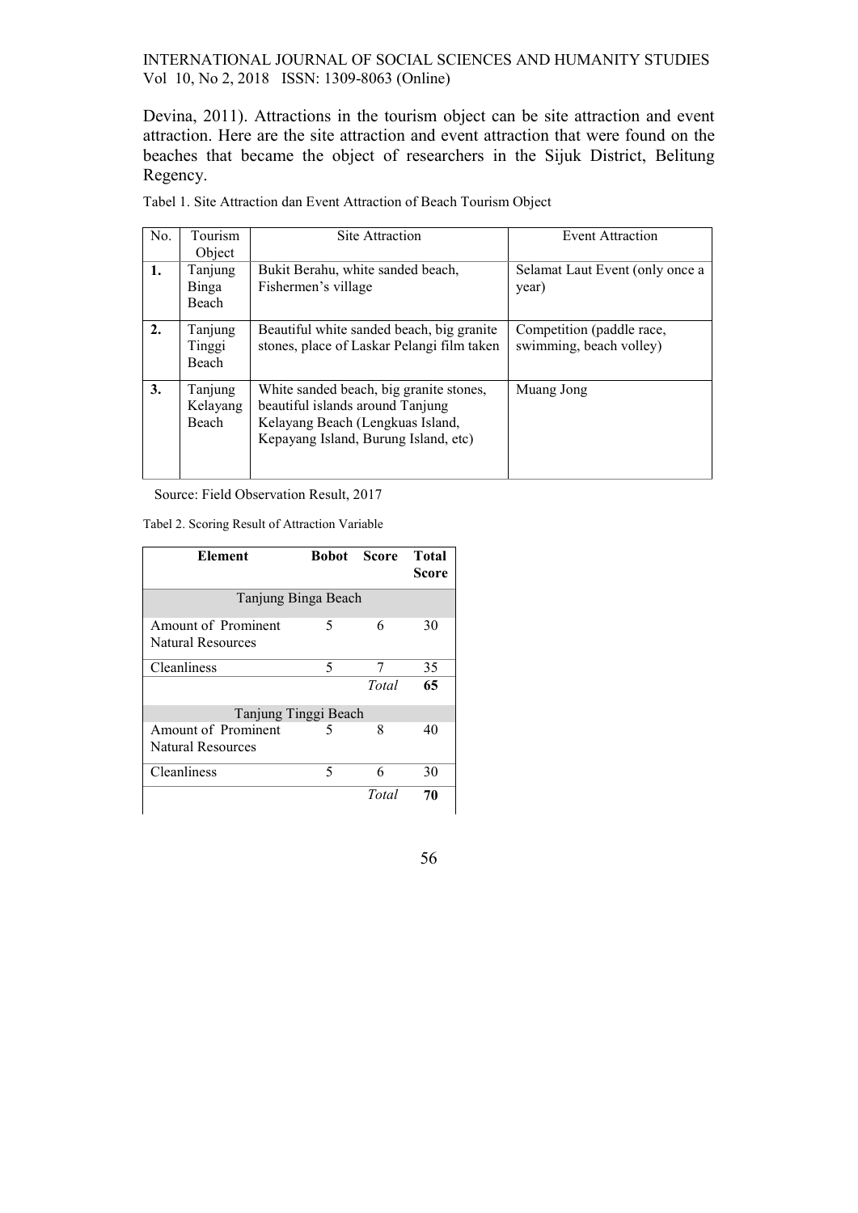Devina, 2011). Attractions in the tourism object can be site attraction and event attraction. Here are the site attraction and event attraction that were found on the beaches that became the object of researchers in the Sijuk District, Belitung Regency.

Tabel 1. Site Attraction dan Event Attraction of Beach Tourism Object

| No. | Tourism Object | Site Attraction | Event Attraction |
|---|---|---|---|
| **1.** | Tanjung Binga Beach | Bukit Berahu, white sanded beach, Fishermen's village | Selamat Laut Event (only once a year) |
| **2.** | Tanjung Tinggi Beach | Beautiful white sanded beach, big granite stones, place of Laskar Pelangi film taken | Competition (paddle race, swimming, beach volley) |
| **3.** | Tanjung Kelayang Beach | White sanded beach, big granite stones, beautiful islands around Tanjung Kelayang Beach (Lengkuas Island, Kepayang Island, Burung Island, etc) | Muang Jong |

Source: Field Observation Result, 2017

Tabel 2. Scoring Result of Attraction Variable

| **Element** | **Bobot** | **Score** | **Total Score** |
|---|---|---|---|
| Tanjung Binga Beach | | | |
| Amount of Prominent Natural Resources | 5 | 6 | 30 |
| Cleanliness | 5 | 7 | 35 |
| | | *Total* | **65** |
| Tanjung Tinggi Beach | | | |
| Amount of Prominent Natural Resources | 5 | 8 | 40 |
| Cleanliness | 5 | 6 | 30 |
| | | *Total* | **70** |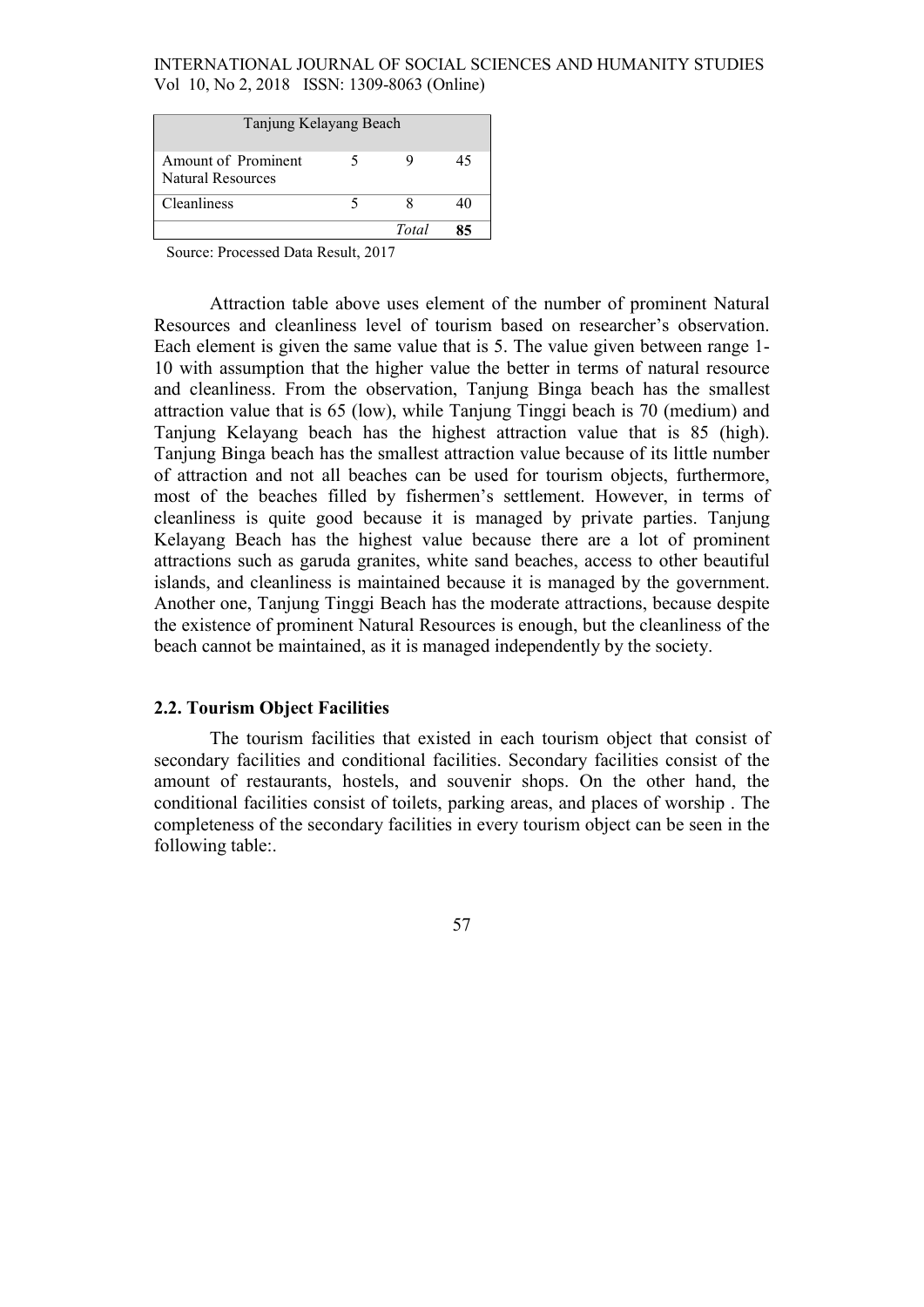| Tanjung Kelayang Beach | | | |
|---|---|---|---|
| Amount of Prominent Natural Resources | 5 | 9 | 45 |
| Cleanliness | 5 | 8 | 40 |
| | | *Total* | **85** |

Source: Processed Data Result, 2017

Attraction table above uses element of the number of prominent Natural Resources and cleanliness level of tourism based on researcher's observation. Each element is given the same value that is 5. The value given between range 1-10 with assumption that the higher value the better in terms of natural resource and cleanliness. From the observation, Tanjung Binga beach has the smallest attraction value that is 65 (low), while Tanjung Tinggi beach is 70 (medium) and Tanjung Kelayang beach has the highest attraction value that is 85 (high). Tanjung Binga beach has the smallest attraction value because of its little number of attraction and not all beaches can be used for tourism objects, furthermore, most of the beaches filled by fishermen's settlement. However, in terms of cleanliness is quite good because it is managed by private parties. Tanjung Kelayang Beach has the highest value because there are a lot of prominent attractions such as garuda granites, white sand beaches, access to other beautiful islands, and cleanliness is maintained because it is managed by the government. Another one, Tanjung Tinggi Beach has the moderate attractions, because despite the existence of prominent Natural Resources is enough, but the cleanliness of the beach cannot be maintained, as it is managed independently by the society.

### 2.2. Tourism Object Facilities

The tourism facilities that existed in each tourism object that consist of secondary facilities and conditional facilities. Secondary facilities consist of the amount of restaurants, hostels, and souvenir shops. On the other hand, the conditional facilities consist of toilets, parking areas, and places of worship . The completeness of the secondary facilities in every tourism object can be seen in the following table:.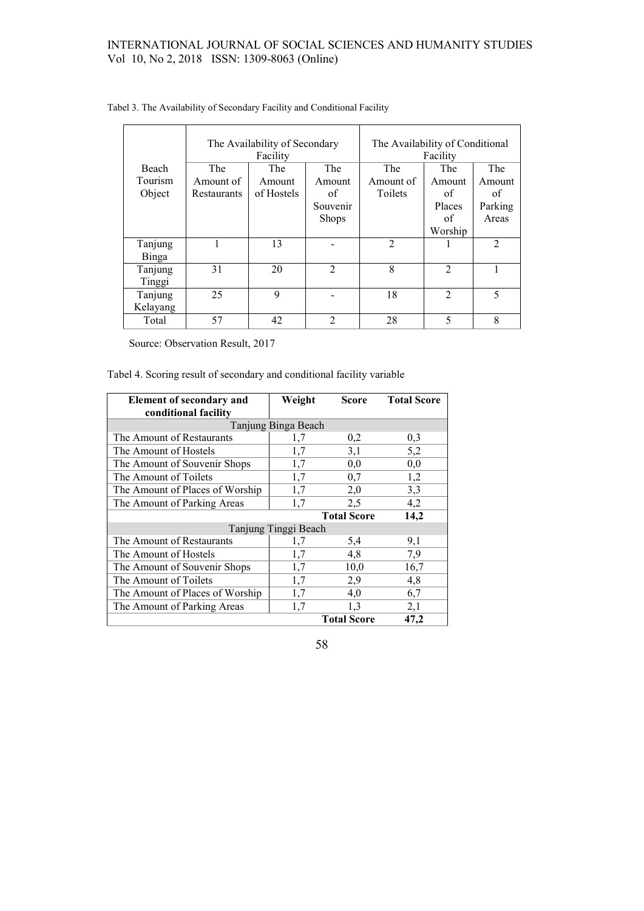Tabel 3. The Availability of Secondary Facility and Conditional Facility

| Beach Tourism Object | The Availability of Secondary Facility | | | The Availability of Conditional Facility | | |
|---|---|---|---|---|---|---|
| | The Amount of Restaurants | The Amount of Hostels | The Amount of Souvenir Shops | The Amount of Toilets | The Amount of Places of Worship | The Amount of Parking Areas |
| Tanjung Binga | 1 | 13 | - | 2 | 1 | 2 |
| Tanjung Tinggi | 31 | 20 | 2 | 8 | 2 | 1 |
| Tanjung Kelayang | 25 | 9 | - | 18 | 2 | 5 |
| Total | 57 | 42 | 2 | 28 | 5 | 8 |

Source: Observation Result, 2017

Tabel 4. Scoring result of secondary and conditional facility variable

| **Element of secondary and conditional facility** | **Weight** | **Score** | **Total Score** |
|---|---|---|---|
| Tanjung Binga Beach | | | |
| The Amount of Restaurants | 1,7 | 0,2 | 0,3 |
| The Amount of Hostels | 1,7 | 3,1 | 5,2 |
| The Amount of Souvenir Shops | 1,7 | 0,0 | 0,0 |
| The Amount of Toilets | 1,7 | 0,7 | 1,2 |
| The Amount of Places of Worship | 1,7 | 2,0 | 3,3 |
| The Amount of Parking Areas | 1,7 | 2,5 | 4,2 |
| | | **Total Score** | **14,2** |
| Tanjung Tinggi Beach | | | |
| The Amount of Restaurants | 1,7 | 5,4 | 9,1 |
| The Amount of Hostels | 1,7 | 4,8 | 7,9 |
| The Amount of Souvenir Shops | 1,7 | 10,0 | 16,7 |
| The Amount of Toilets | 1,7 | 2,9 | 4,8 |
| The Amount of Places of Worship | 1,7 | 4,0 | 6,7 |
| The Amount of Parking Areas | 1,7 | 1,3 | 2,1 |
| | | **Total Score** | **47,2** |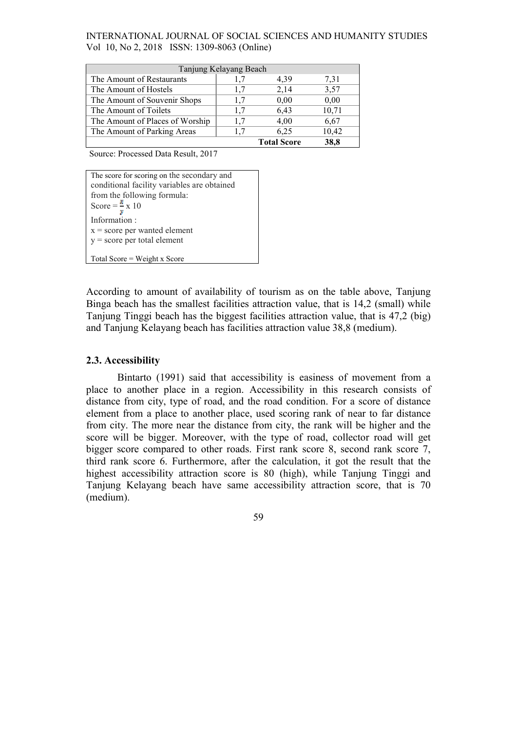| Tanjung Kelayang Beach | | | |
|---|---|---|---|
| The Amount of Restaurants | 1,7 | 4,39 | 7,31 |
| The Amount of Hostels | 1,7 | 2,14 | 3,57 |
| The Amount of Souvenir Shops | 1,7 | 0,00 | 0,00 |
| The Amount of Toilets | 1,7 | 6,43 | 10,71 |
| The Amount of Places of Worship | 1,7 | 4,00 | 6,67 |
| The Amount of Parking Areas | 1,7 | 6,25 | 10,42 |
| | | **Total Score** | **38,8** |

Source: Processed Data Result, 2017

The score for scoring on the secondary and conditional facility variables are obtained from the following formula:

Score = $\frac{x}{y}$ x 10

Information :

x = score per wanted element

y = score per total element

Total Score = Weight x Score

According to amount of availability of tourism as on the table above, Tanjung Binga beach has the smallest facilities attraction value, that is 14,2 (small) while Tanjung Tinggi beach has the biggest facilities attraction value, that is 47,2 (big) and Tanjung Kelayang beach has facilities attraction value 38,8 (medium).

### 2.3. Accessibility

Bintarto (1991) said that accessibility is easiness of movement from a place to another place in a region. Accessibility in this research consists of distance from city, type of road, and the road condition. For a score of distance element from a place to another place, used scoring rank of near to far distance from city. The more near the distance from city, the rank will be higher and the score will be bigger. Moreover, with the type of road, collector road will get bigger score compared to other roads. First rank score 8, second rank score 7, third rank score 6. Furthermore, after the calculation, it got the result that the highest accessibility attraction score is 80 (high), while Tanjung Tinggi and Tanjung Kelayang beach have same accessibility attraction score, that is 70 (medium).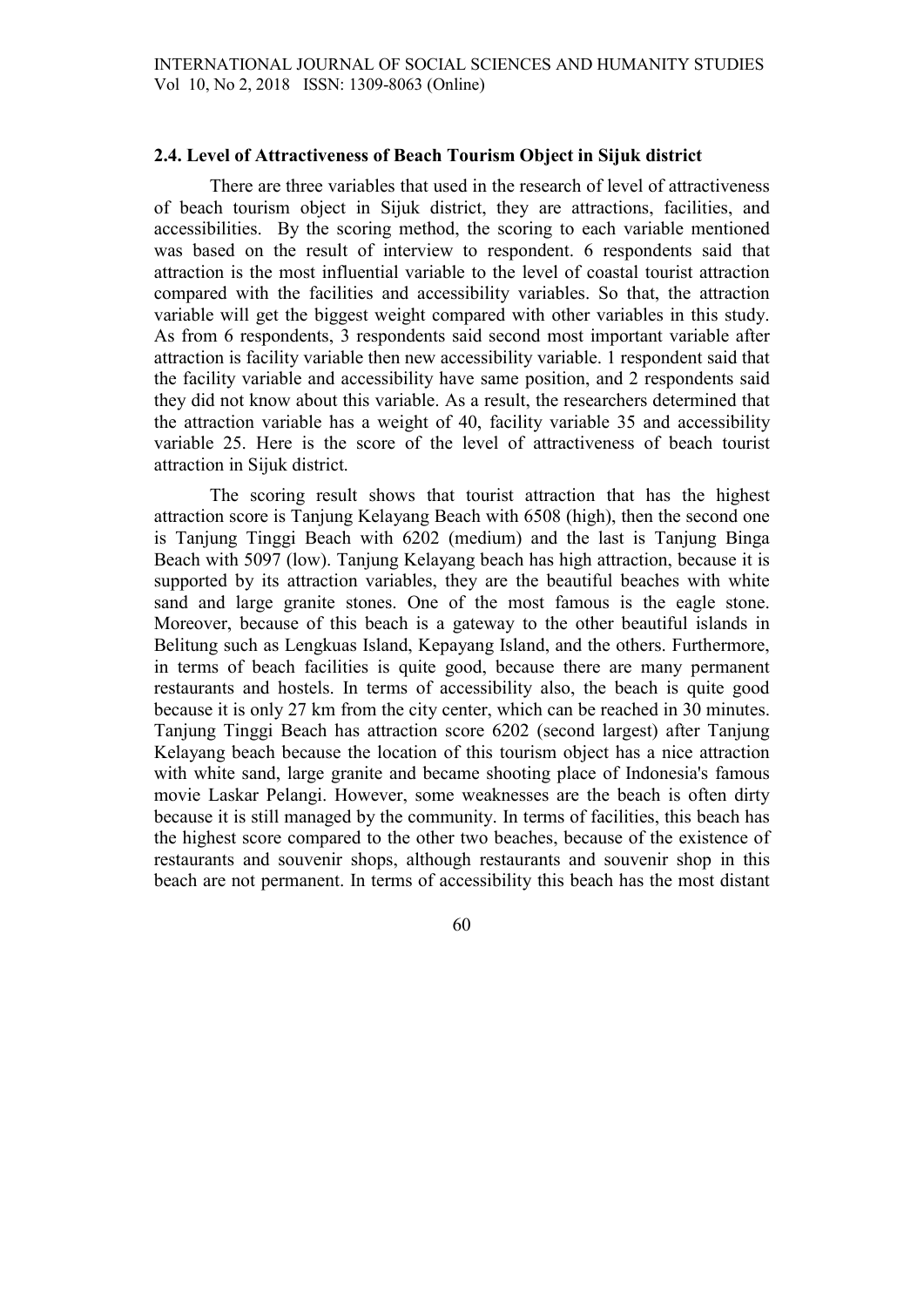### 2.4. Level of Attractiveness of Beach Tourism Object in Sijuk district

There are three variables that used in the research of level of attractiveness of beach tourism object in Sijuk district, they are attractions, facilities, and accessibilities. By the scoring method, the scoring to each variable mentioned was based on the result of interview to respondent. 6 respondents said that attraction is the most influential variable to the level of coastal tourist attraction compared with the facilities and accessibility variables. So that, the attraction variable will get the biggest weight compared with other variables in this study. As from 6 respondents, 3 respondents said second most important variable after attraction is facility variable then new accessibility variable. 1 respondent said that the facility variable and accessibility have same position, and 2 respondents said they did not know about this variable. As a result, the researchers determined that the attraction variable has a weight of 40, facility variable 35 and accessibility variable 25. Here is the score of the level of attractiveness of beach tourist attraction in Sijuk district.

The scoring result shows that tourist attraction that has the highest attraction score is Tanjung Kelayang Beach with 6508 (high), then the second one is Tanjung Tinggi Beach with 6202 (medium) and the last is Tanjung Binga Beach with 5097 (low). Tanjung Kelayang beach has high attraction, because it is supported by its attraction variables, they are the beautiful beaches with white sand and large granite stones. One of the most famous is the eagle stone. Moreover, because of this beach is a gateway to the other beautiful islands in Belitung such as Lengkuas Island, Kepayang Island, and the others. Furthermore, in terms of beach facilities is quite good, because there are many permanent restaurants and hostels. In terms of accessibility also, the beach is quite good because it is only 27 km from the city center, which can be reached in 30 minutes. Tanjung Tinggi Beach has attraction score 6202 (second largest) after Tanjung Kelayang beach because the location of this tourism object has a nice attraction with white sand, large granite and became shooting place of Indonesia's famous movie Laskar Pelangi. However, some weaknesses are the beach is often dirty because it is still managed by the community. In terms of facilities, this beach has the highest score compared to the other two beaches, because of the existence of restaurants and souvenir shops, although restaurants and souvenir shop in this beach are not permanent. In terms of accessibility this beach has the most distant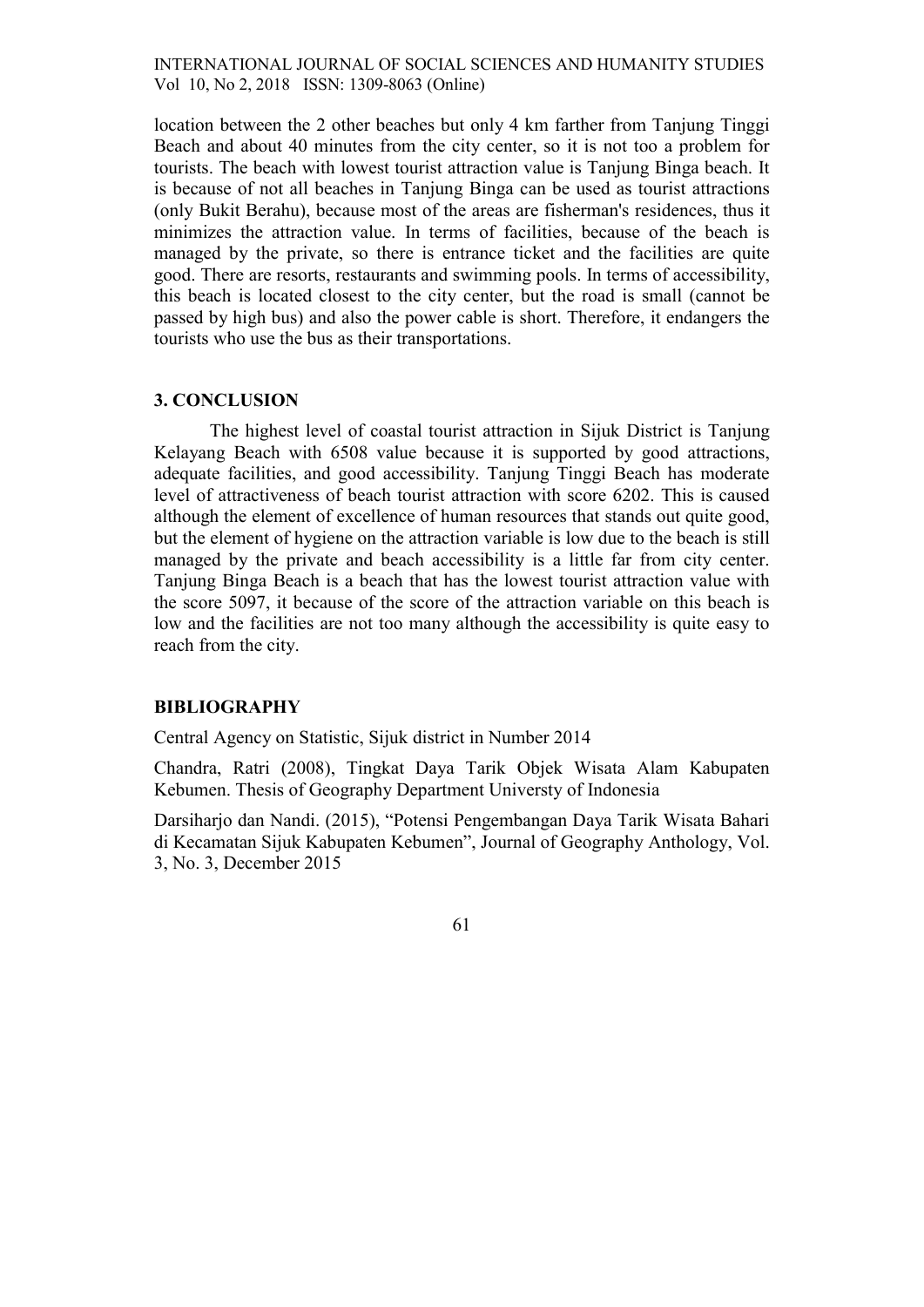location between the 2 other beaches but only 4 km farther from Tanjung Tinggi Beach and about 40 minutes from the city center, so it is not too a problem for tourists. The beach with lowest tourist attraction value is Tanjung Binga beach. It is because of not all beaches in Tanjung Binga can be used as tourist attractions (only Bukit Berahu), because most of the areas are fisherman's residences, thus it minimizes the attraction value. In terms of facilities, because of the beach is managed by the private, so there is entrance ticket and the facilities are quite good. There are resorts, restaurants and swimming pools. In terms of accessibility, this beach is located closest to the city center, but the road is small (cannot be passed by high bus) and also the power cable is short. Therefore, it endangers the tourists who use the bus as their transportations.

## 3. CONCLUSION

The highest level of coastal tourist attraction in Sijuk District is Tanjung Kelayang Beach with 6508 value because it is supported by good attractions, adequate facilities, and good accessibility. Tanjung Tinggi Beach has moderate level of attractiveness of beach tourist attraction with score 6202. This is caused although the element of excellence of human resources that stands out quite good, but the element of hygiene on the attraction variable is low due to the beach is still managed by the private and beach accessibility is a little far from city center. Tanjung Binga Beach is a beach that has the lowest tourist attraction value with the score 5097, it because of the score of the attraction variable on this beach is low and the facilities are not too many although the accessibility is quite easy to reach from the city.

## BIBLIOGRAPHY

Central Agency on Statistic, Sijuk district in Number 2014

Chandra, Ratri (2008), Tingkat Daya Tarik Objek Wisata Alam Kabupaten Kebumen. Thesis of Geography Department Universty of Indonesia

Darsiharjo dan Nandi. (2015), "Potensi Pengembangan Daya Tarik Wisata Bahari di Kecamatan Sijuk Kabupaten Kebumen", Journal of Geography Anthology, Vol. 3, No. 3, December 2015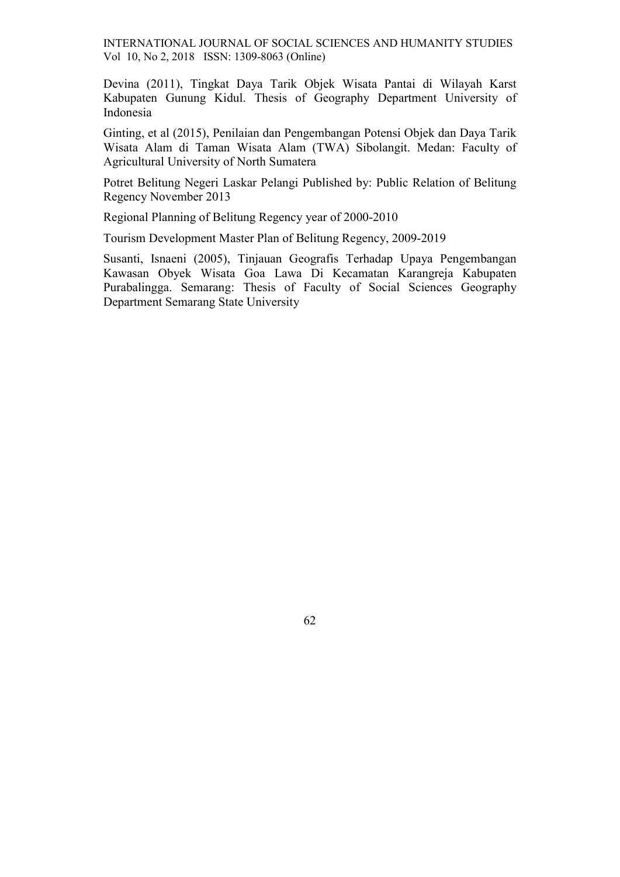Devina (2011), Tingkat Daya Tarik Objek Wisata Pantai di Wilayah Karst Kabupaten Gunung Kidul. Thesis of Geography Department University of Indonesia

Ginting, et al (2015), Penilaian dan Pengembangan Potensi Objek dan Daya Tarik Wisata Alam di Taman Wisata Alam (TWA) Sibolangit. Medan: Faculty of Agricultural University of North Sumatera

Potret Belitung Negeri Laskar Pelangi Published by: Public Relation of Belitung Regency November 2013

Regional Planning of Belitung Regency year of 2000-2010

Tourism Development Master Plan of Belitung Regency, 2009-2019

Susanti, Isnaeni (2005), Tinjauan Geografis Terhadap Upaya Pengembangan Kawasan Obyek Wisata Goa Lawa Di Kecamatan Karangreja Kabupaten Purabalingga. Semarang: Thesis of Faculty of Social Sciences Geography Department Semarang State University